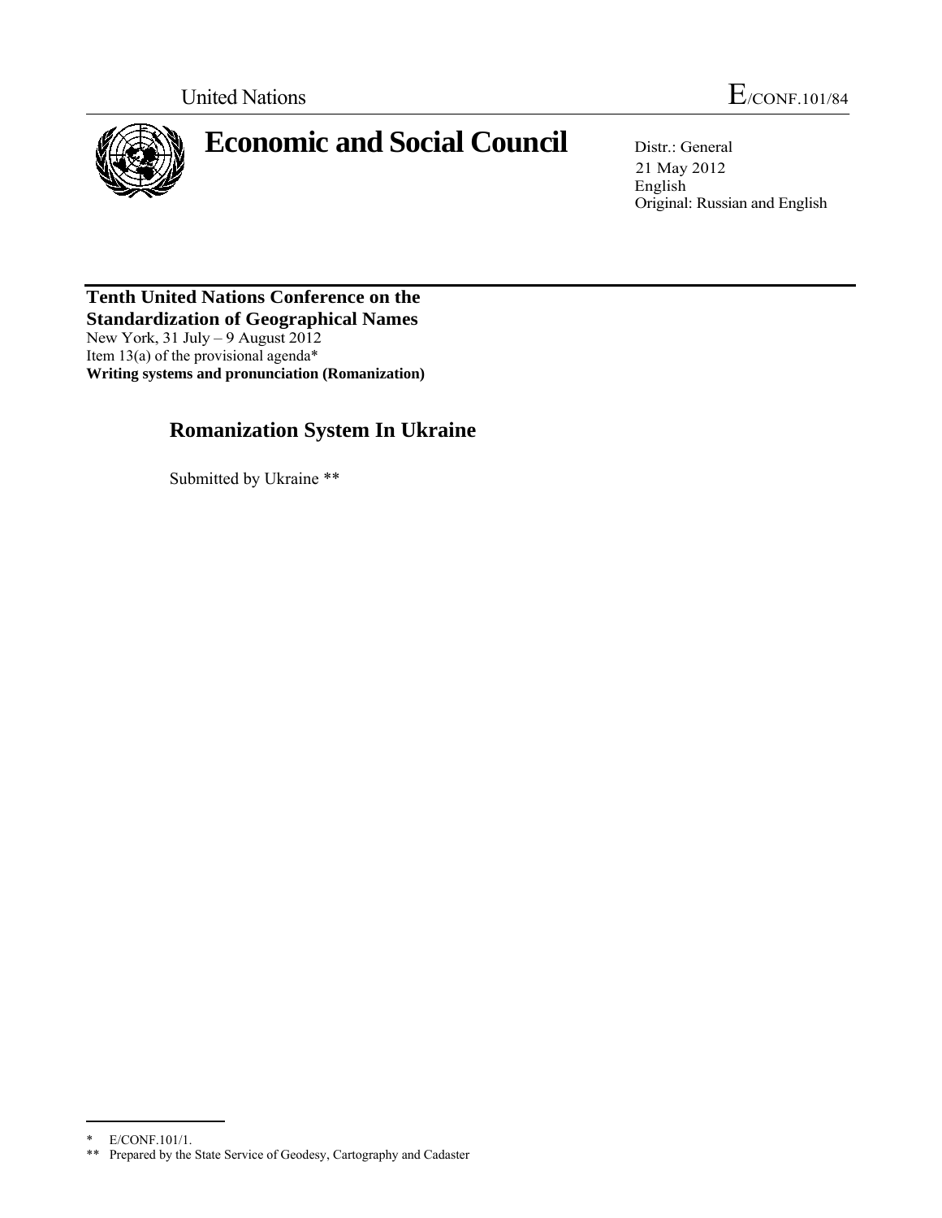United Nations E/CONF.101/84

# Economic and Social Council

Distr.: General
21 May 2012
English
Original: Russian and English

**Tenth United Nations Conference on the Standardization of Geographical Names**
New York, 31 July – 9 August 2012
Item 13(a) of the provisional agenda*
**Writing systems and pronunciation (Romanization)**

## Romanization System In Ukraine

Submitted by Ukraine **

---

* E/CONF.101/1.

** Prepared by the State Service of Geodesy, Cartography and Cadaster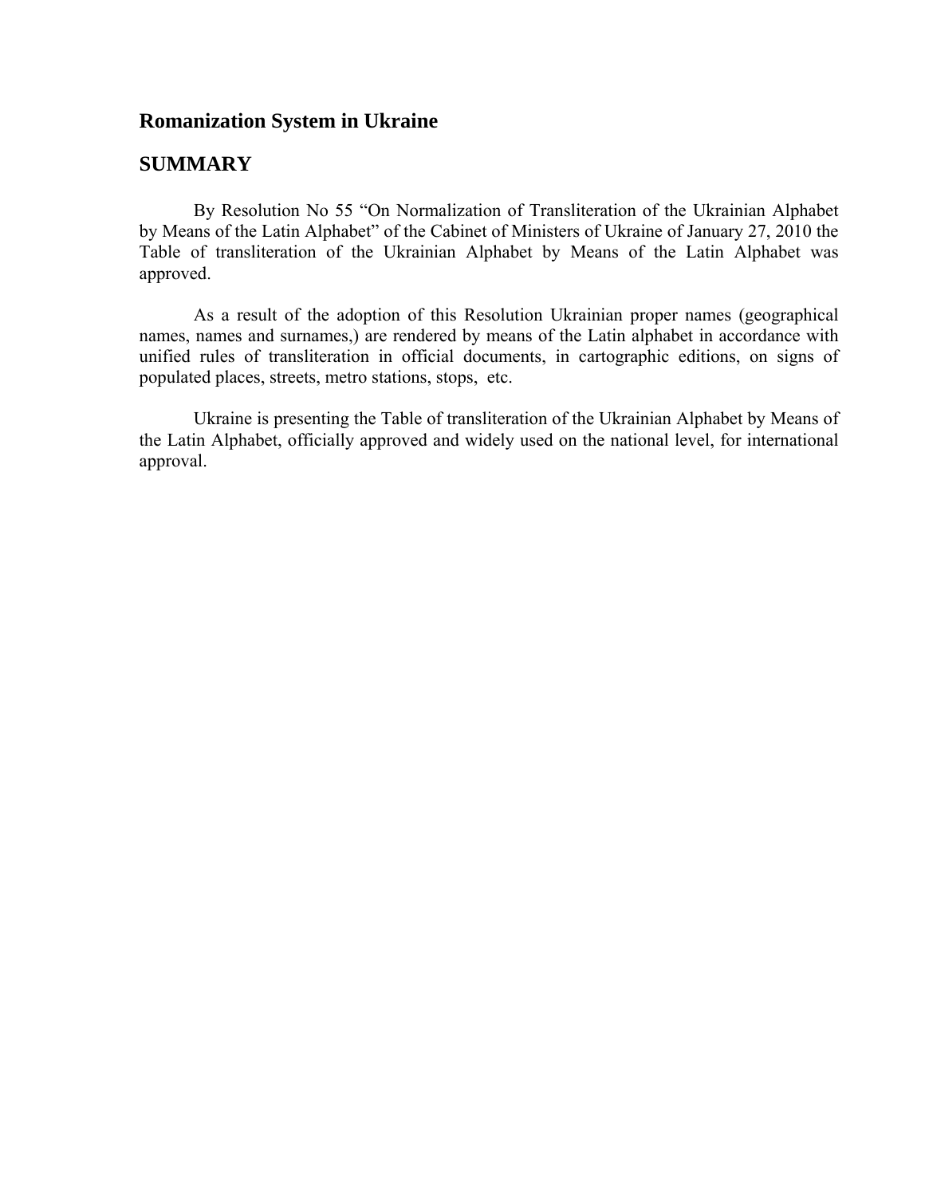## Romanization System in Ukraine

## SUMMARY

By Resolution No 55 "On Normalization of Transliteration of the Ukrainian Alphabet by Means of the Latin Alphabet" of the Cabinet of Ministers of Ukraine of January 27, 2010 the Table of transliteration of the Ukrainian Alphabet by Means of the Latin Alphabet was approved.

As a result of the adoption of this Resolution Ukrainian proper names (geographical names, names and surnames,) are rendered by means of the Latin alphabet in accordance with unified rules of transliteration in official documents, in cartographic editions, on signs of populated places, streets, metro stations, stops, etc.

Ukraine is presenting the Table of transliteration of the Ukrainian Alphabet by Means of the Latin Alphabet, officially approved and widely used on the national level, for international approval.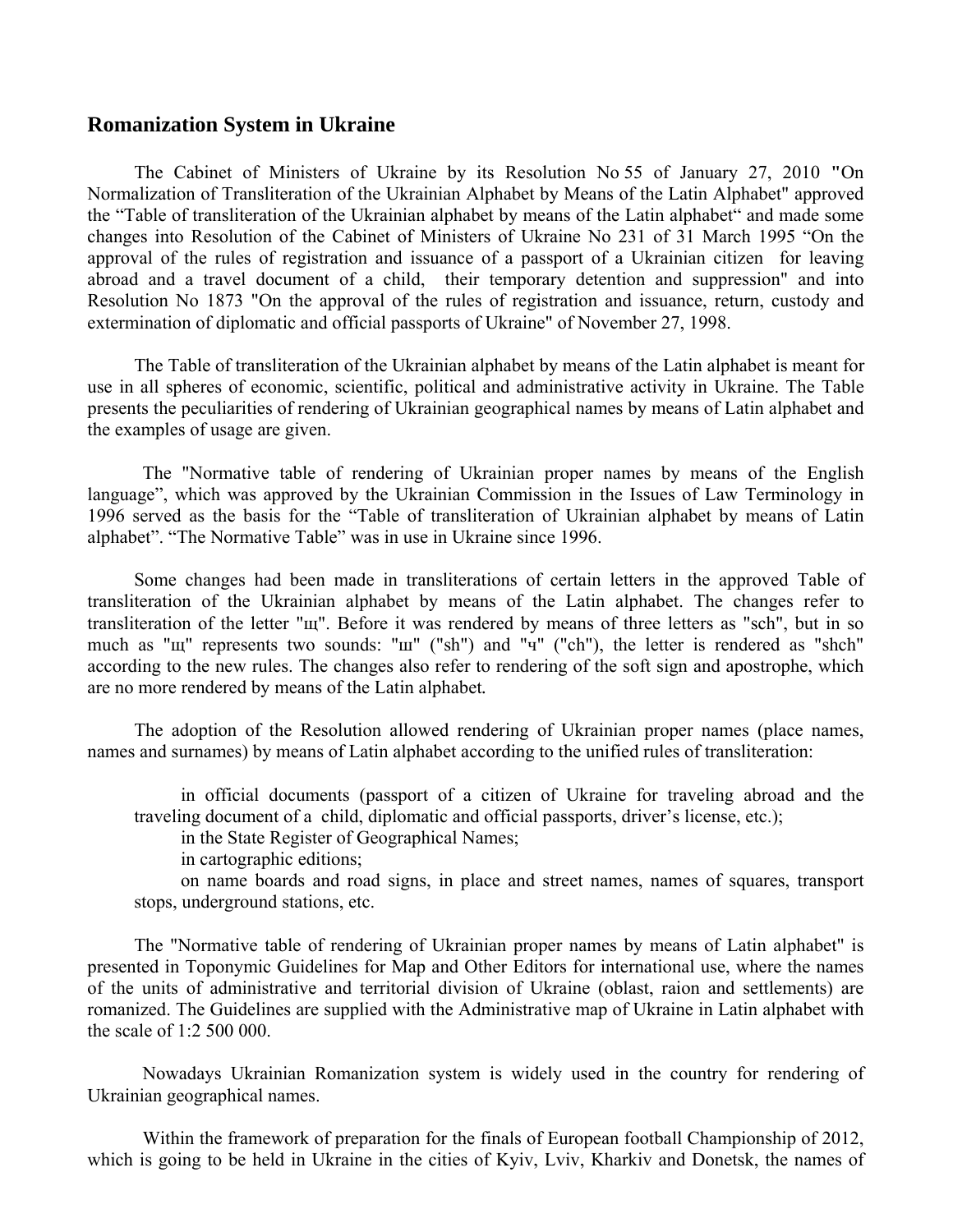## Romanization System in Ukraine

The Cabinet of Ministers of Ukraine by its Resolution No 55 of January 27, 2010 "On Normalization of Transliteration of the Ukrainian Alphabet by Means of the Latin Alphabet" approved the "Table of transliteration of the Ukrainian alphabet by means of the Latin alphabet" and made some changes into Resolution of the Cabinet of Ministers of Ukraine No 231 of 31 March 1995 "On the approval of the rules of registration and issuance of a passport of a Ukrainian citizen for leaving abroad and a travel document of a child, their temporary detention and suppression" and into Resolution No 1873 "On the approval of the rules of registration and issuance, return, custody and extermination of diplomatic and official passports of Ukraine" of November 27, 1998.

The Table of transliteration of the Ukrainian alphabet by means of the Latin alphabet is meant for use in all spheres of economic, scientific, political and administrative activity in Ukraine. The Table presents the peculiarities of rendering of Ukrainian geographical names by means of Latin alphabet and the examples of usage are given.

The "Normative table of rendering of Ukrainian proper names by means of the English language", which was approved by the Ukrainian Commission in the Issues of Law Terminology in 1996 served as the basis for the "Table of transliteration of Ukrainian alphabet by means of Latin alphabet". "The Normative Table" was in use in Ukraine since 1996.

Some changes had been made in transliterations of certain letters in the approved Table of transliteration of the Ukrainian alphabet by means of the Latin alphabet. The changes refer to transliteration of the letter "щ". Before it was rendered by means of three letters as "sch", but in so much as "щ" represents two sounds: "ш" ("sh") and "ч" ("ch"), the letter is rendered as "shch" according to the new rules. The changes also refer to rendering of the soft sign and apostrophe, which are no more rendered by means of the Latin alphabet.

The adoption of the Resolution allowed rendering of Ukrainian proper names (place names, names and surnames) by means of Latin alphabet according to the unified rules of transliteration:

- in official documents (passport of a citizen of Ukraine for traveling abroad and the traveling document of a child, diplomatic and official passports, driver's license, etc.);
- in the State Register of Geographical Names;
- in cartographic editions;
- on name boards and road signs, in place and street names, names of squares, transport stops, underground stations, etc.

The "Normative table of rendering of Ukrainian proper names by means of Latin alphabet" is presented in Toponymic Guidelines for Map and Other Editors for international use, where the names of the units of administrative and territorial division of Ukraine (oblast, raion and settlements) are romanized. The Guidelines are supplied with the Administrative map of Ukraine in Latin alphabet with the scale of 1:2 500 000.

Nowadays Ukrainian Romanization system is widely used in the country for rendering of Ukrainian geographical names.

Within the framework of preparation for the finals of European football Championship of 2012, which is going to be held in Ukraine in the cities of Kyiv, Lviv, Kharkiv and Donetsk, the names of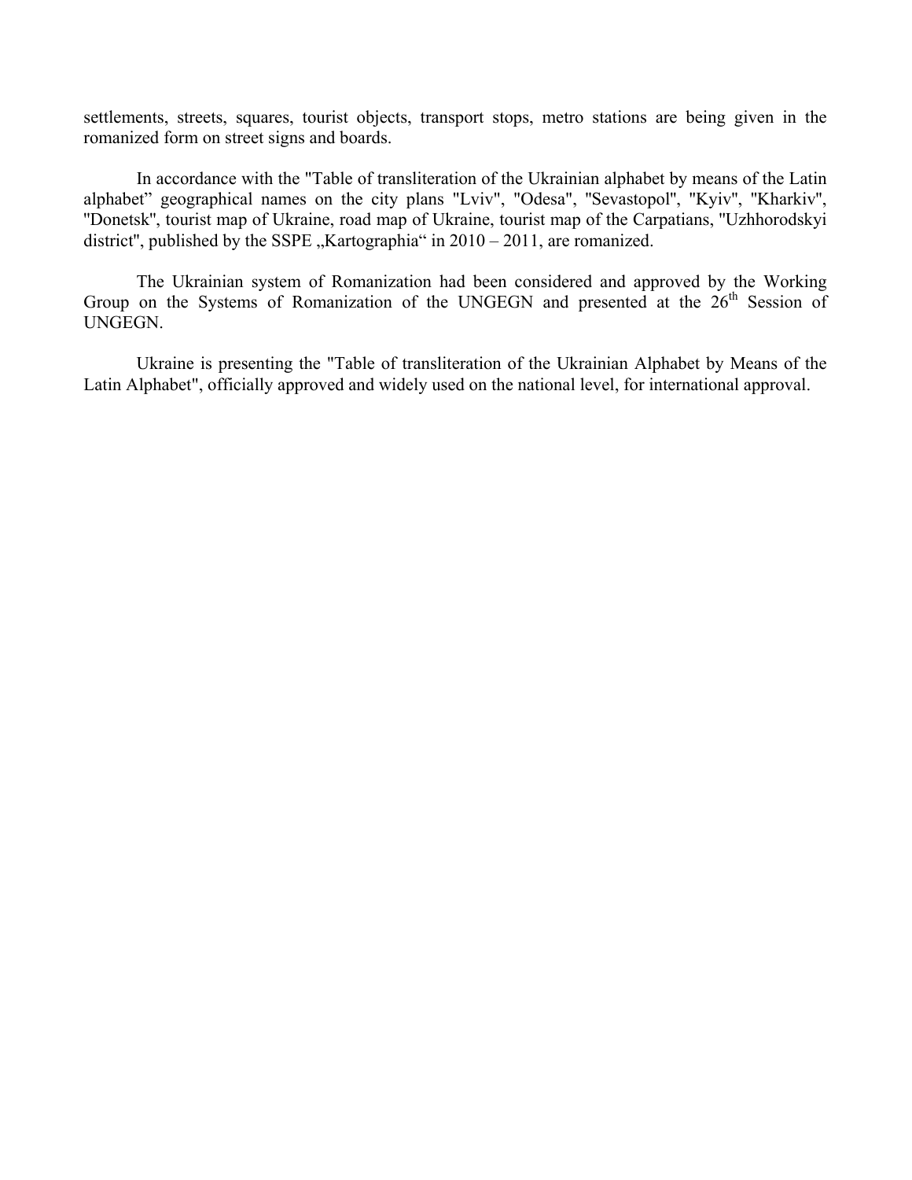settlements, streets, squares, tourist objects, transport stops, metro stations are being given in the romanized form on street signs and boards.

In accordance with the "Table of transliteration of the Ukrainian alphabet by means of the Latin alphabet" geographical names on the city plans "Lviv", "Odesa", "Sevastopol", "Kyiv", "Kharkiv", "Donetsk", tourist map of Ukraine, road map of Ukraine, tourist map of the Carpatians, "Uzhhorodskyi district", published by the SSPE „Kartographia" in 2010 – 2011, are romanized.

The Ukrainian system of Romanization had been considered and approved by the Working Group on the Systems of Romanization of the UNGEGN and presented at the 26th Session of UNGEGN.

Ukraine is presenting the "Table of transliteration of the Ukrainian Alphabet by Means of the Latin Alphabet", officially approved and widely used on the national level, for international approval.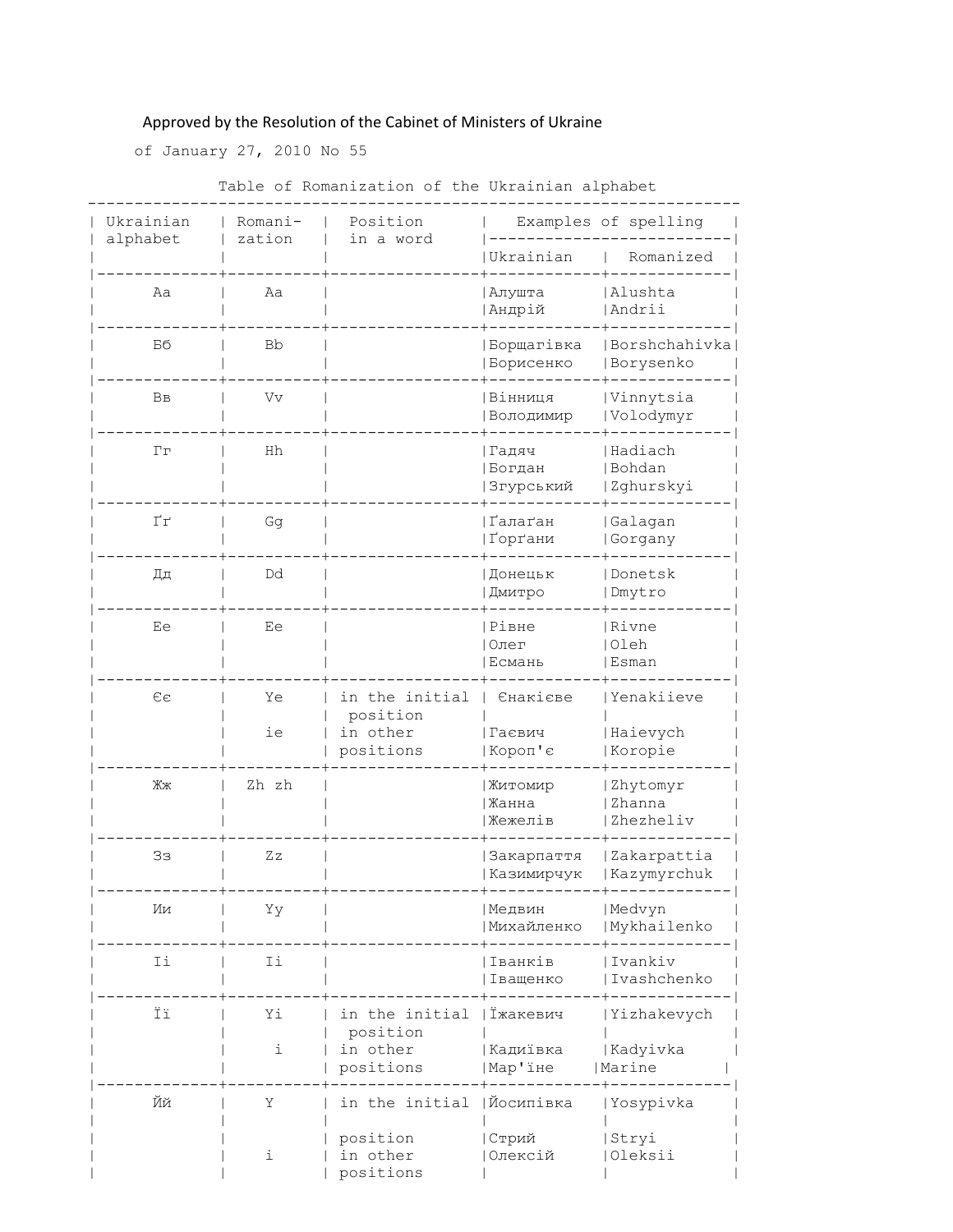Approved by the Resolution of the Cabinet of Ministers of Ukraine

of January 27, 2010 No 55

Table of Romanization of the Ukrainian alphabet

| Ukrainian alphabet | Romanization | Position in a word | Examples of spelling | |
|---|---|---|---|---|
| | | | Ukrainian | Romanized |
| Аа | Aa | | Алушта<br>Андрій | Alushta<br>Andrii |
| Бб | Bb | | Борщагівка<br>Борисенко | Borshchahivka<br>Borysenko |
| Вв | Vv | | Вінниця<br>Володимир | Vinnytsia<br>Volodymyr |
| Гг | Hh | | Гадяч<br>Богдан<br>Згурський | Hadiach<br>Bohdan<br>Zghurskyi |
| Ґґ | Gg | | Ґалаґан<br>Ґорґани | Galagan<br>Gorgany |
| Дд | Dd | | Донецьк<br>Дмитро | Donetsk<br>Dmytro |
| Ее | Ee | | Рівне<br>Олег<br>Есмань | Rivne<br>Oleh<br>Esman |
| Єє | Ye | in the initial position | Єнакієве | Yenakiieve |
| | ie | in other positions | Гаєвич<br>Короп'є | Haievych<br>Koropie |
| Жж | Zh zh | | Житомир<br>Жанна<br>Жежелів | Zhytomyr<br>Zhanna<br>Zhezheliv |
| Зз | Zz | | Закарпаття<br>Казимирчук | Zakarpattia<br>Kazymyrchuk |
| Ии | Yy | | Медвин<br>Михайленко | Medvyn<br>Mykhailenko |
| Іі | Ii | | Іванків<br>Іващенко | Ivankiv<br>Ivashchenko |
| Її | Yi | in the initial position | Їжакевич | Yizhakevych |
| | i | in other positions | Кадиївка<br>Мар'їне | Kadyivka<br>Marine |
| Йй | Y | in the initial position | Йосипівка | Yosypivka |
| | i | in other positions | Стрий<br>Олексій | Stryi<br>Oleksii |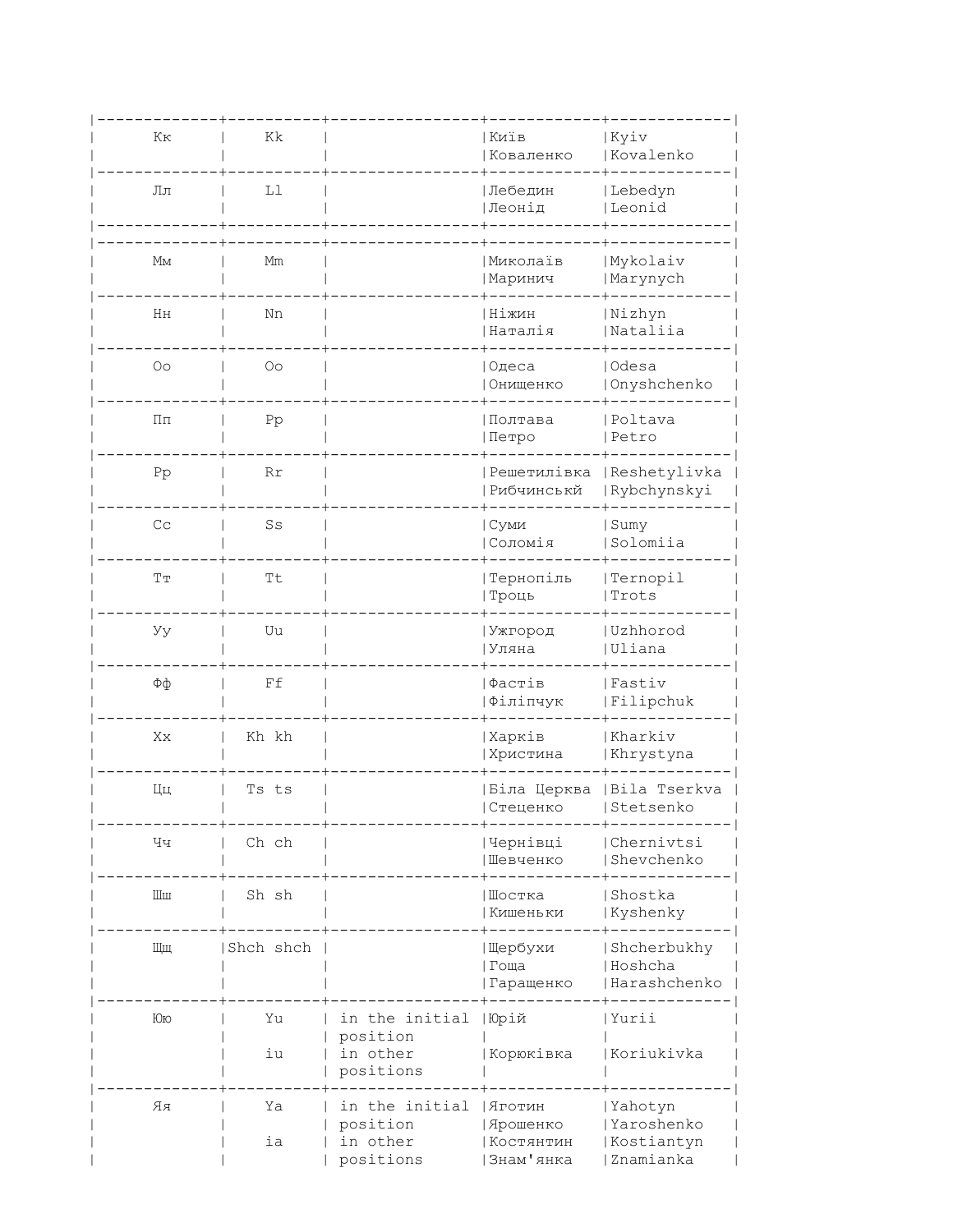| | | | | |
|---|---|---|---|---|
| Кк | Kk | | Київ<br>Коваленко | Kyiv<br>Kovalenko |
| Лл | Ll | | Лебедин<br>Леонід | Lebedyn<br>Leonid |
| Мм | Mm | | Миколаїв<br>Маринич | Mykolaiv<br>Marynych |
| Нн | Nn | | Ніжин<br>Наталія | Nizhyn<br>Nataliia |
| Оо | Oo | | Одеса<br>Онищенко | Odesa<br>Onyshchenko |
| Пп | Pp | | Полтава<br>Петро | Poltava<br>Petro |
| Рр | Rr | | Решетилівка<br>Рибчинськй | Reshetylivka<br>Rybchynskyi |
| Сс | Ss | | Суми<br>Соломія | Sumy<br>Solomiia |
| Тт | Tt | | Тернопіль<br>Троць | Ternopil<br>Trots |
| Уу | Uu | | Ужгород<br>Уляна | Uzhhorod<br>Uliana |
| Фф | Ff | | Фастів<br>Філіпчук | Fastiv<br>Filipchuk |
| Хх | Kh kh | | Харків<br>Христина | Kharkiv<br>Khrystyna |
| Цц | Ts ts | | Біла Церква<br>Стеценко | Bila Tserkva<br>Stetsenko |
| Чч | Ch ch | | Чернівці<br>Шевченко | Chernivtsi<br>Shevchenko |
| Шш | Sh sh | | Шостка<br>Кишеньки | Shostka<br>Kyshenky |
| Щщ | Shch shch | | Щербухи<br>Гоща<br>Гаращенко | Shcherbukhy<br>Hoshcha<br>Harashchenko |
| Юю | Yu<br>iu | in the initial position<br>in other positions | Юрій<br>Корюківка | Yurii<br>Koriukivka |
| Яя | Ya<br>ia | in the initial position<br>in other positions | Яготин<br>Ярошенко<br>Костянтин<br>Знам'янка | Yahotyn<br>Yaroshenko<br>Kostiantyn<br>Znamianka |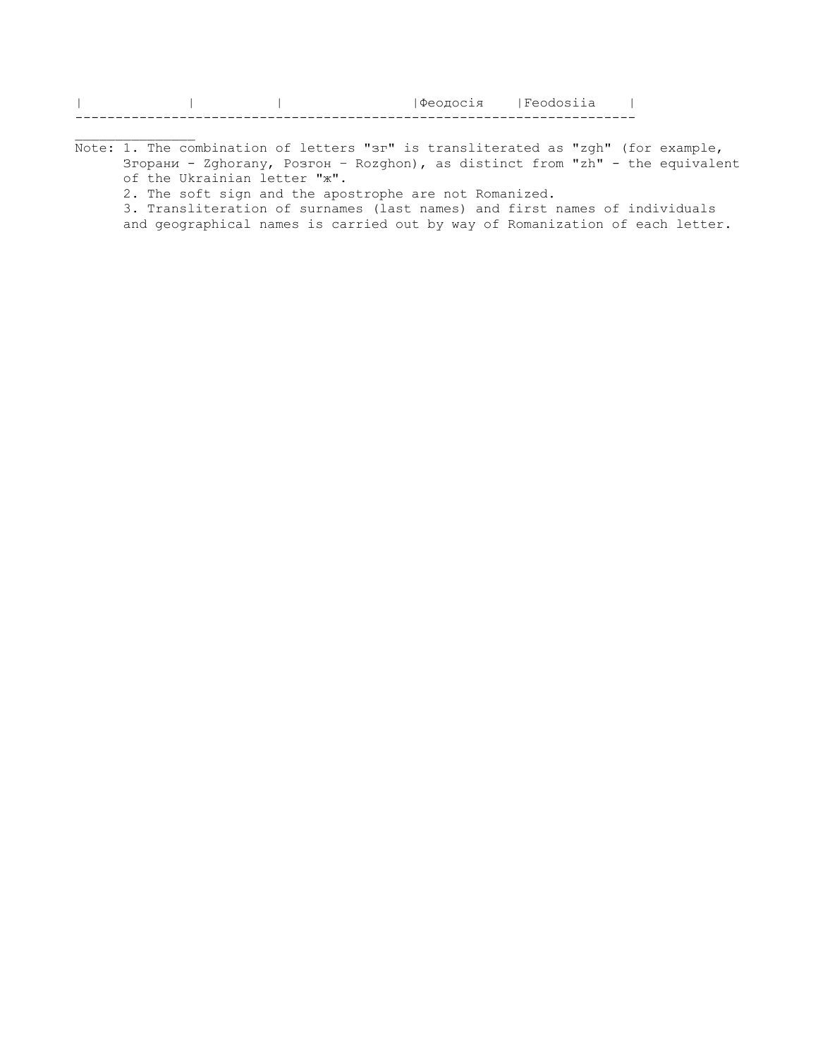| | | | | |
|---|---|---|---|---|
| | | | Феодосія | Feodosiia |

Note: 1. The combination of letters "зг" is transliterated as "zgh" (for example, Згорани - Zghorany, Розгон – Rozghon), as distinct from "zh" - the equivalent of the Ukrainian letter "ж".

2. The soft sign and the apostrophe are not Romanized.

3. Transliteration of surnames (last names) and first names of individuals and geographical names is carried out by way of Romanization of each letter.